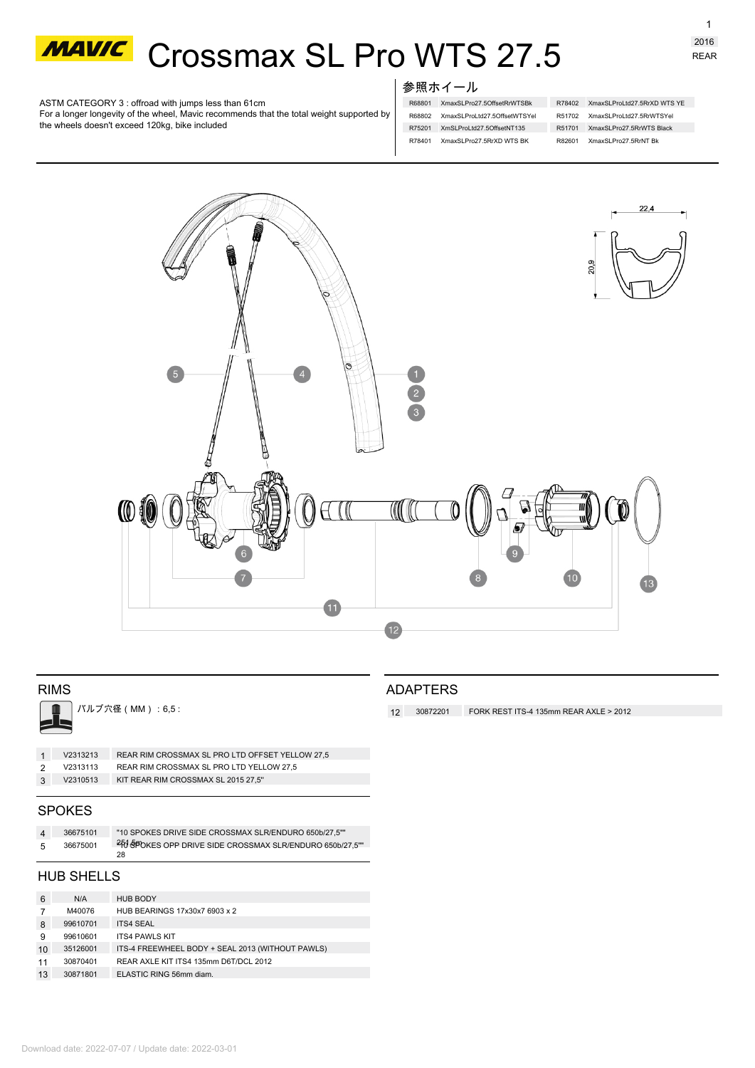# MAVIC Crossmax SL Pro WTS 27.5

2016
REAR

ASTM CATEGORY 3 : offroad with jumps less than 61cm
For a longer longevity of the wheel, Mavic recommends that the total weight supported by the wheels doesn't exceed 120kg, bike included

参照ホイール

| | | | |
|---|---|---|---|
| R68801 | XmaxSLPro27.5OffsetRrWTSBk | R78402 | XmaxSLProLtd27.5RrXD WTS YE |
| R68802 | XmaxSLProLtd27.5OffsetWTSYel | R51702 | XmaxSLProLtd27.5RrWTSYel |
| R75201 | XmSLProLtd27.5OffsetNT135 | R51701 | XmaxSLPro27.5RrWTS Black |
| R78401 | XmaxSLPro27.5RrXD WTS BK | R82601 | XmaxSLPro27.5RrNT Bk |

22,4
20,9

## RIMS

バルブ穴径 ( MM ) : 6,5 :

| | | |
|---|---|---|
| 1 | V2313213 | REAR RIM CROSSMAX SL PRO LTD OFFSET YELLOW 27,5 |
| 2 | V2313113 | REAR RIM CROSSMAX SL PRO LTD YELLOW 27,5 |
| 3 | V2310513 | KIT REAR RIM CROSSMAX SL 2015 27,5" |

## SPOKES

| | | |
|---|---|---|
| 4 | 36675101 | "10 SPOKES DRIVE SIDE CROSSMAX SLR/ENDURO 650b/27,5"" |
| 5 | 36675001 | "10 SPOKES OPP DRIVE SIDE CROSSMAX SLR/ENDURO 650b/27,5"" 28 |

## HUB SHELLS

| | | |
|---|---|---|
| 6 | N/A | HUB BODY |
| 7 | M40076 | HUB BEARINGS 17x30x7 6903 x 2 |
| 8 | 99610701 | ITS4 SEAL |
| 9 | 99610601 | ITS4 PAWLS KIT |
| 10 | 35126001 | ITS-4 FREEWHEEL BODY + SEAL 2013 (WITHOUT PAWLS) |
| 11 | 30870401 | REAR AXLE KIT ITS4 135mm D6T/DCL 2012 |
| 13 | 30871801 | ELASTIC RING 56mm diam. |

## ADAPTERS

| | | |
|---|---|---|
| 12 | 30872201 | FORK REST ITS-4 135mm REAR AXLE > 2012 |

Download date: 2022-07-07 / Update date: 2022-03-01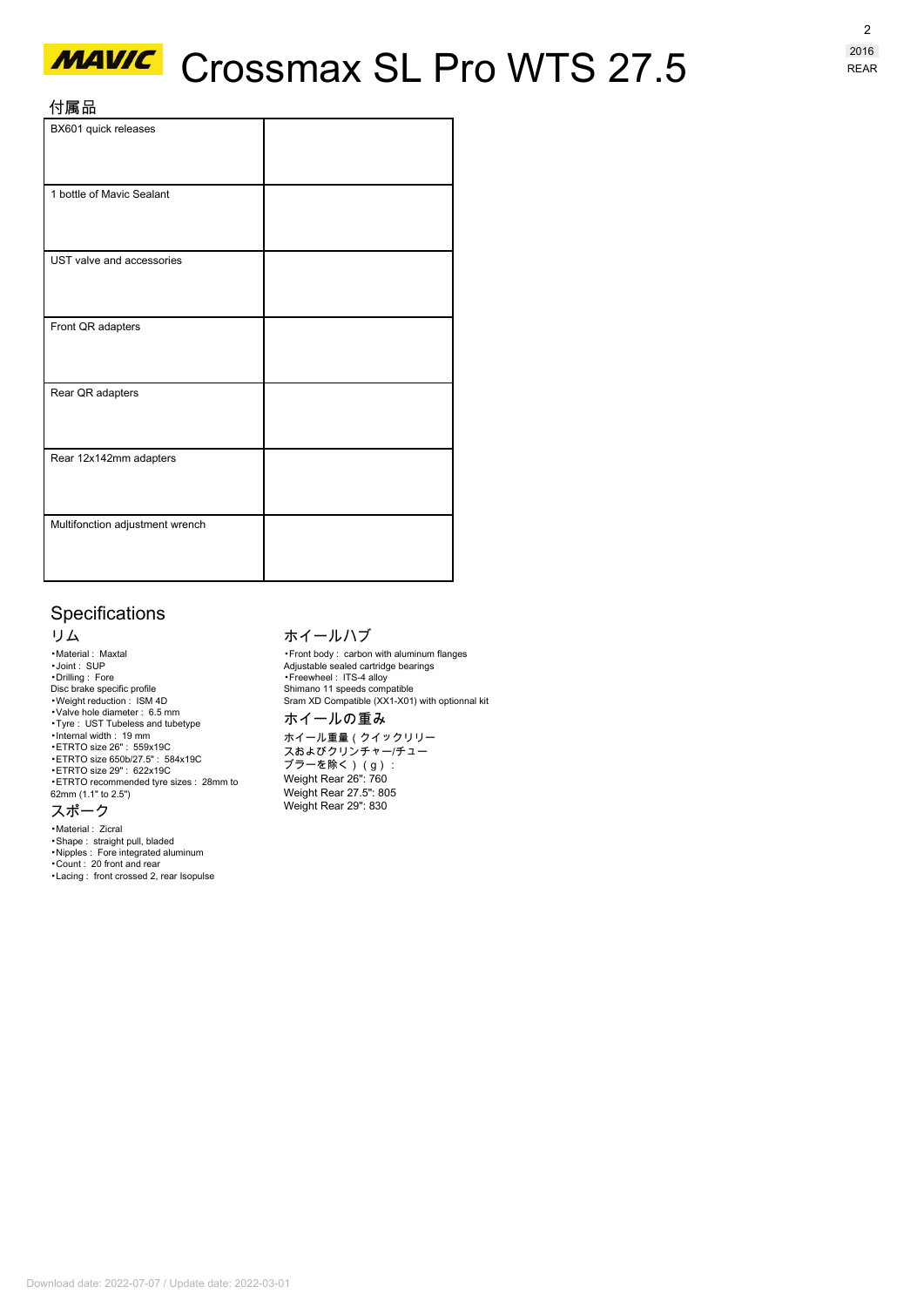# Crossmax SL Pro WTS 27.5

2016
REAR

## 付属品

| | |
|---|---|
| BX601 quick releases | |
| 1 bottle of Mavic Sealant | |
| UST valve and accessories | |
| Front QR adapters | |
| Rear QR adapters | |
| Rear 12x142mm adapters | |
| Multifonction adjustment wrench | |

## Specifications

### リム

- Material : Maxtal
- Joint : SUP
- Drilling : Fore

Disc brake specific profile

- Weight reduction : ISM 4D
- Valve hole diameter : 6.5 mm
- Tyre : UST Tubeless and tubetype
- Internal width : 19 mm
- ETRTO size 26" : 559x19C
- ETRTO size 650b/27.5" : 584x19C
- ETRTO size 29" : 622x19C
- ETRTO recommended tyre sizes : 28mm to 62mm (1.1" to 2.5")

### スポーク

- Material : Zicral
- Shape : straight pull, bladed
- Nipples : Fore integrated aluminum
- Count : 20 front and rear
- Lacing : front crossed 2, rear Isopulse

### ホイールハブ

- Front body : carbon with aluminum flanges

Adjustable sealed cartridge bearings

- Freewheel : ITS-4 alloy

Shimano 11 speeds compatible
Sram XD Compatible (XX1-X01) with optionnal kit

### ホイールの重み

ホイール重量（クイックリリースおよびクリンチャー/チューブラーを除く）（g）：
Weight Rear 26": 760
Weight Rear 27.5": 805
Weight Rear 29": 830

Download date: 2022-07-07 / Update date: 2022-03-01